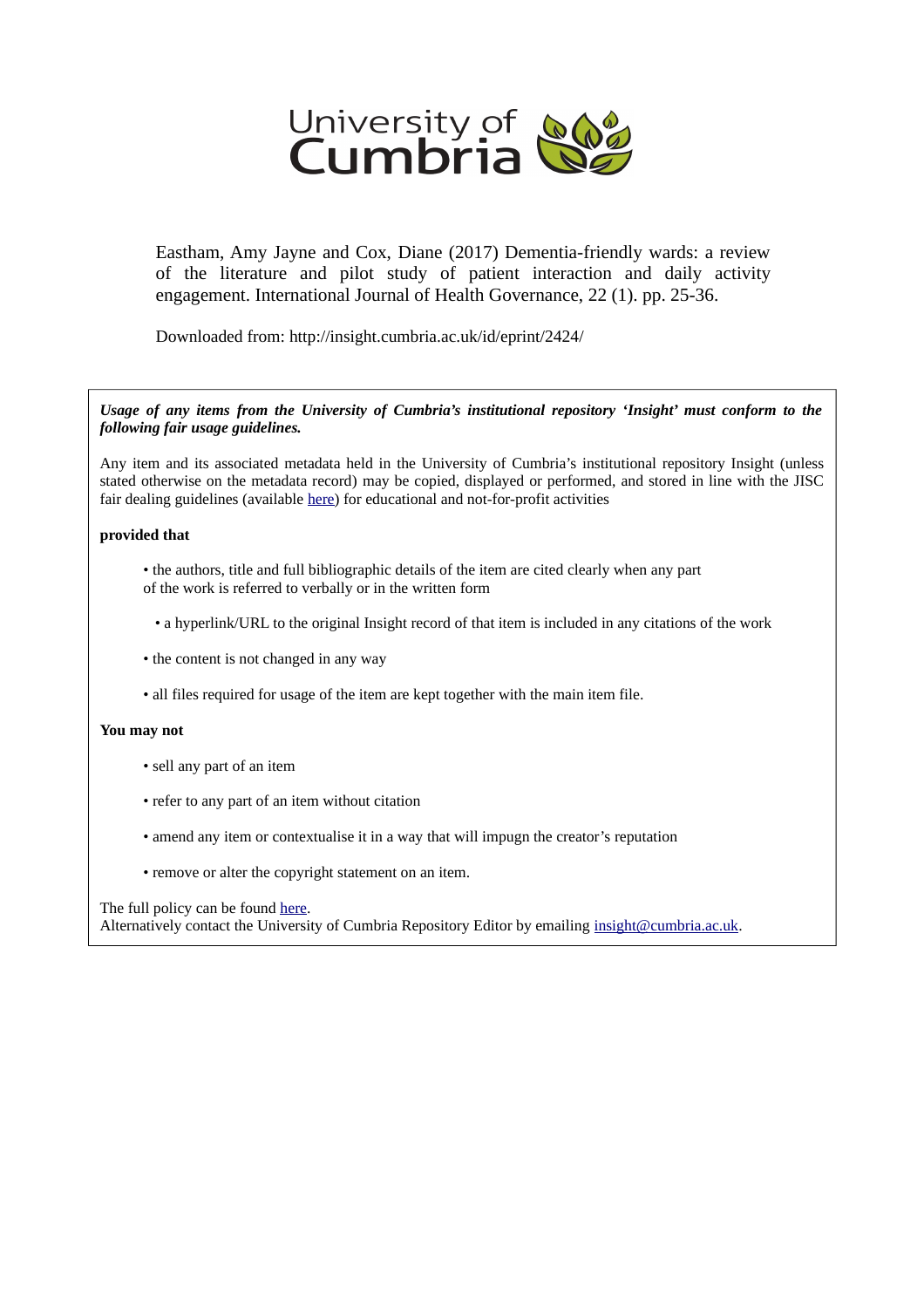University of Cumbria

Eastham, Amy Jayne and Cox, Diane (2017) Dementia-friendly wards: a review of the literature and pilot study of patient interaction and daily activity engagement. International Journal of Health Governance, 22 (1). pp. 25-36.

Downloaded from: http://insight.cumbria.ac.uk/id/eprint/2424/

***Usage of any items from the University of Cumbria's institutional repository 'Insight' must conform to the following fair usage guidelines.***

Any item and its associated metadata held in the University of Cumbria's institutional repository Insight (unless stated otherwise on the metadata record) may be copied, displayed or performed, and stored in line with the JISC fair dealing guidelines (available here) for educational and not-for-profit activities

**provided that**

- the authors, title and full bibliographic details of the item are cited clearly when any part of the work is referred to verbally or in the written form
- a hyperlink/URL to the original Insight record of that item is included in any citations of the work
- the content is not changed in any way
- all files required for usage of the item are kept together with the main item file.

**You may not**

- sell any part of an item
- refer to any part of an item without citation
- amend any item or contextualise it in a way that will impugn the creator's reputation
- remove or alter the copyright statement on an item.

The full policy can be found here.
Alternatively contact the University of Cumbria Repository Editor by emailing insight@cumbria.ac.uk.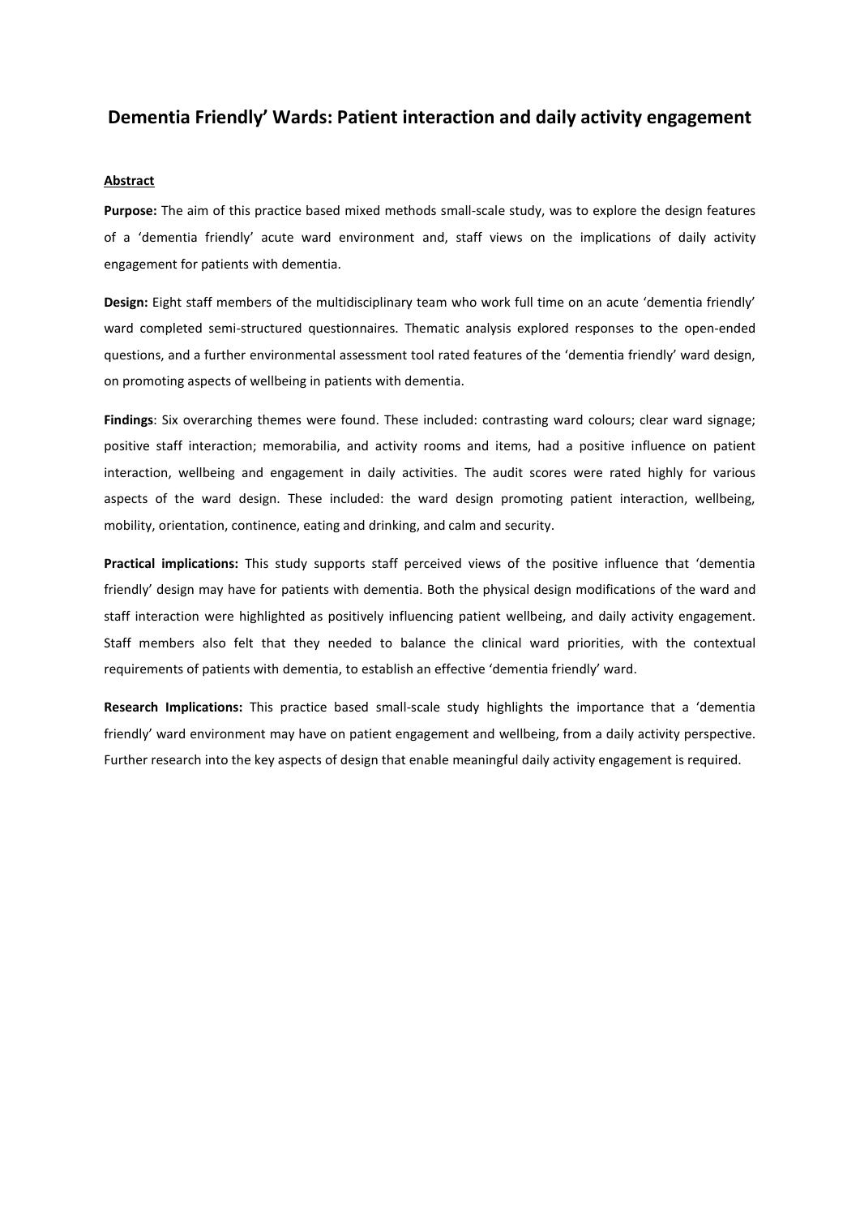# Dementia Friendly' Wards: Patient interaction and daily activity engagement

**Abstract**

**Purpose:** The aim of this practice based mixed methods small-scale study, was to explore the design features of a 'dementia friendly' acute ward environment and, staff views on the implications of daily activity engagement for patients with dementia.

**Design:** Eight staff members of the multidisciplinary team who work full time on an acute 'dementia friendly' ward completed semi-structured questionnaires. Thematic analysis explored responses to the open-ended questions, and a further environmental assessment tool rated features of the 'dementia friendly' ward design, on promoting aspects of wellbeing in patients with dementia.

**Findings**: Six overarching themes were found. These included: contrasting ward colours; clear ward signage; positive staff interaction; memorabilia, and activity rooms and items, had a positive influence on patient interaction, wellbeing and engagement in daily activities. The audit scores were rated highly for various aspects of the ward design. These included: the ward design promoting patient interaction, wellbeing, mobility, orientation, continence, eating and drinking, and calm and security.

**Practical implications:** This study supports staff perceived views of the positive influence that 'dementia friendly' design may have for patients with dementia. Both the physical design modifications of the ward and staff interaction were highlighted as positively influencing patient wellbeing, and daily activity engagement. Staff members also felt that they needed to balance the clinical ward priorities, with the contextual requirements of patients with dementia, to establish an effective 'dementia friendly' ward.

**Research Implications:** This practice based small-scale study highlights the importance that a 'dementia friendly' ward environment may have on patient engagement and wellbeing, from a daily activity perspective. Further research into the key aspects of design that enable meaningful daily activity engagement is required.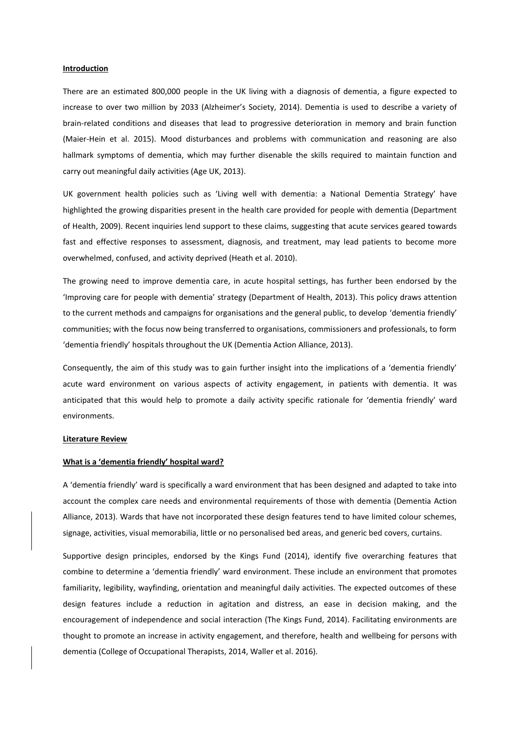## Introduction

There are an estimated 800,000 people in the UK living with a diagnosis of dementia, a figure expected to increase to over two million by 2033 (Alzheimer's Society, 2014). Dementia is used to describe a variety of brain-related conditions and diseases that lead to progressive deterioration in memory and brain function (Maier-Hein et al. 2015). Mood disturbances and problems with communication and reasoning are also hallmark symptoms of dementia, which may further disenable the skills required to maintain function and carry out meaningful daily activities (Age UK, 2013).

UK government health policies such as 'Living well with dementia: a National Dementia Strategy' have highlighted the growing disparities present in the health care provided for people with dementia (Department of Health, 2009). Recent inquiries lend support to these claims, suggesting that acute services geared towards fast and effective responses to assessment, diagnosis, and treatment, may lead patients to become more overwhelmed, confused, and activity deprived (Heath et al. 2010).

The growing need to improve dementia care, in acute hospital settings, has further been endorsed by the 'Improving care for people with dementia' strategy (Department of Health, 2013). This policy draws attention to the current methods and campaigns for organisations and the general public, to develop 'dementia friendly' communities; with the focus now being transferred to organisations, commissioners and professionals, to form 'dementia friendly' hospitals throughout the UK (Dementia Action Alliance, 2013).

Consequently, the aim of this study was to gain further insight into the implications of a 'dementia friendly' acute ward environment on various aspects of activity engagement, in patients with dementia. It was anticipated that this would help to promote a daily activity specific rationale for 'dementia friendly' ward environments.

## Literature Review

### What is a 'dementia friendly' hospital ward?

A 'dementia friendly' ward is specifically a ward environment that has been designed and adapted to take into account the complex care needs and environmental requirements of those with dementia (Dementia Action Alliance, 2013). Wards that have not incorporated these design features tend to have limited colour schemes, signage, activities, visual memorabilia, little or no personalised bed areas, and generic bed covers, curtains.

Supportive design principles, endorsed by the Kings Fund (2014), identify five overarching features that combine to determine a 'dementia friendly' ward environment. These include an environment that promotes familiarity, legibility, wayfinding, orientation and meaningful daily activities. The expected outcomes of these design features include a reduction in agitation and distress, an ease in decision making, and the encouragement of independence and social interaction (The Kings Fund, 2014). Facilitating environments are thought to promote an increase in activity engagement, and therefore, health and wellbeing for persons with dementia (College of Occupational Therapists, 2014, Waller et al. 2016).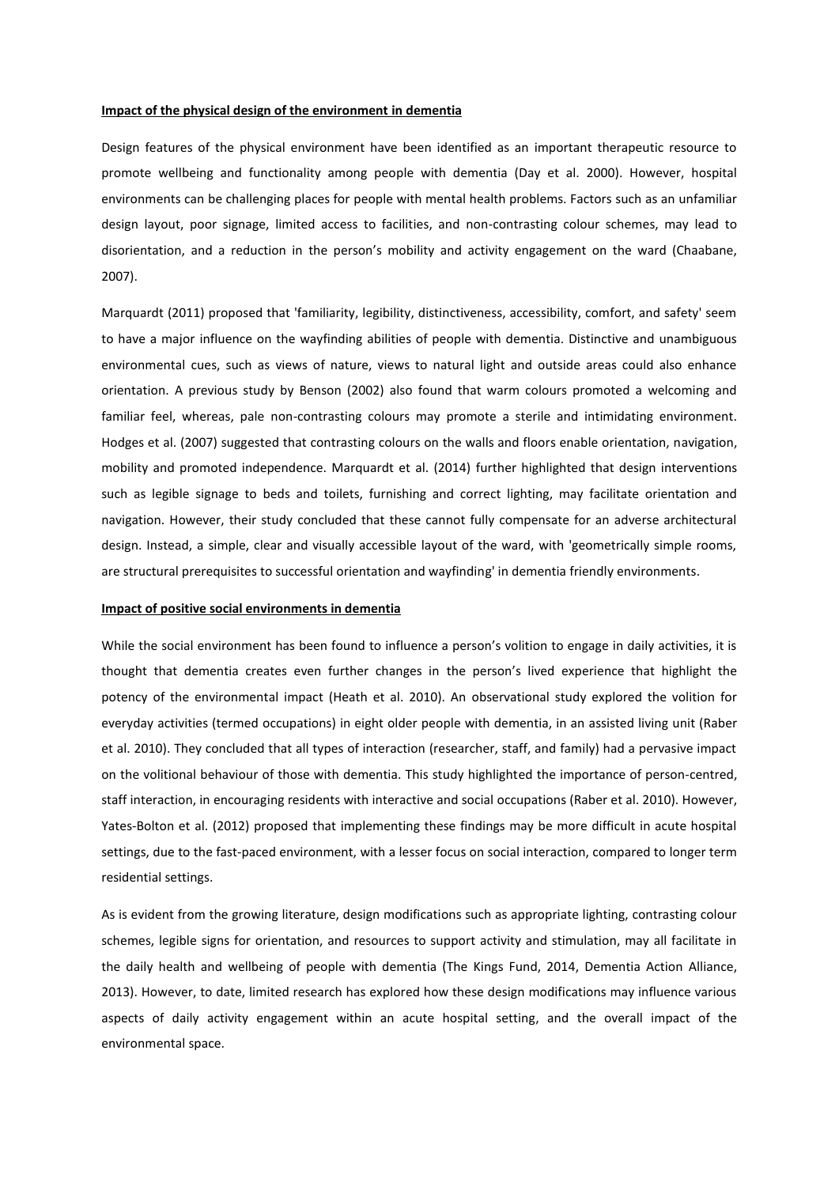**Impact of the physical design of the environment in dementia**

Design features of the physical environment have been identified as an important therapeutic resource to promote wellbeing and functionality among people with dementia (Day et al. 2000). However, hospital environments can be challenging places for people with mental health problems. Factors such as an unfamiliar design layout, poor signage, limited access to facilities, and non-contrasting colour schemes, may lead to disorientation, and a reduction in the person's mobility and activity engagement on the ward (Chaabane, 2007).

Marquardt (2011) proposed that 'familiarity, legibility, distinctiveness, accessibility, comfort, and safety' seem to have a major influence on the wayfinding abilities of people with dementia. Distinctive and unambiguous environmental cues, such as views of nature, views to natural light and outside areas could also enhance orientation. A previous study by Benson (2002) also found that warm colours promoted a welcoming and familiar feel, whereas, pale non-contrasting colours may promote a sterile and intimidating environment. Hodges et al. (2007) suggested that contrasting colours on the walls and floors enable orientation, navigation, mobility and promoted independence. Marquardt et al. (2014) further highlighted that design interventions such as legible signage to beds and toilets, furnishing and correct lighting, may facilitate orientation and navigation. However, their study concluded that these cannot fully compensate for an adverse architectural design. Instead, a simple, clear and visually accessible layout of the ward, with 'geometrically simple rooms, are structural prerequisites to successful orientation and wayfinding' in dementia friendly environments.

**Impact of positive social environments in dementia**

While the social environment has been found to influence a person's volition to engage in daily activities, it is thought that dementia creates even further changes in the person's lived experience that highlight the potency of the environmental impact (Heath et al. 2010). An observational study explored the volition for everyday activities (termed occupations) in eight older people with dementia, in an assisted living unit (Raber et al. 2010). They concluded that all types of interaction (researcher, staff, and family) had a pervasive impact on the volitional behaviour of those with dementia. This study highlighted the importance of person-centred, staff interaction, in encouraging residents with interactive and social occupations (Raber et al. 2010). However, Yates-Bolton et al. (2012) proposed that implementing these findings may be more difficult in acute hospital settings, due to the fast-paced environment, with a lesser focus on social interaction, compared to longer term residential settings.

As is evident from the growing literature, design modifications such as appropriate lighting, contrasting colour schemes, legible signs for orientation, and resources to support activity and stimulation, may all facilitate in the daily health and wellbeing of people with dementia (The Kings Fund, 2014, Dementia Action Alliance, 2013). However, to date, limited research has explored how these design modifications may influence various aspects of daily activity engagement within an acute hospital setting, and the overall impact of the environmental space.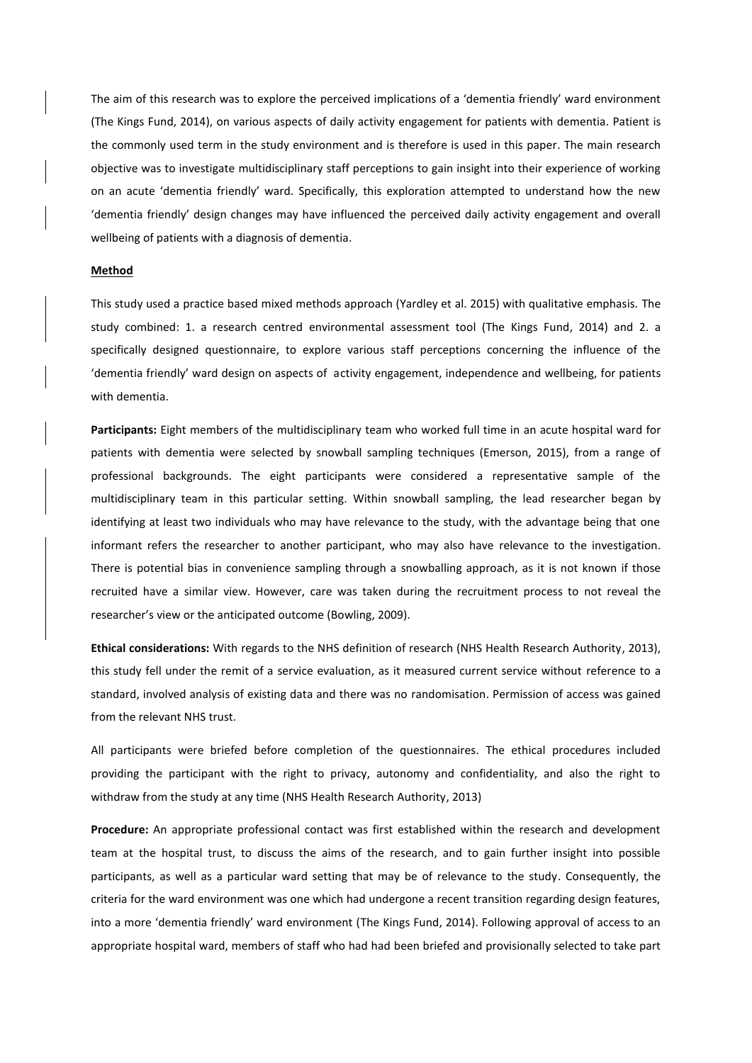The aim of this research was to explore the perceived implications of a 'dementia friendly' ward environment (The Kings Fund, 2014), on various aspects of daily activity engagement for patients with dementia. Patient is the commonly used term in the study environment and is therefore is used in this paper. The main research objective was to investigate multidisciplinary staff perceptions to gain insight into their experience of working on an acute 'dementia friendly' ward. Specifically, this exploration attempted to understand how the new 'dementia friendly' design changes may have influenced the perceived daily activity engagement and overall wellbeing of patients with a diagnosis of dementia.

## Method

This study used a practice based mixed methods approach (Yardley et al. 2015) with qualitative emphasis. The study combined: 1. a research centred environmental assessment tool (The Kings Fund, 2014) and 2. a specifically designed questionnaire, to explore various staff perceptions concerning the influence of the 'dementia friendly' ward design on aspects of activity engagement, independence and wellbeing, for patients with dementia.

**Participants:** Eight members of the multidisciplinary team who worked full time in an acute hospital ward for patients with dementia were selected by snowball sampling techniques (Emerson, 2015), from a range of professional backgrounds. The eight participants were considered a representative sample of the multidisciplinary team in this particular setting. Within snowball sampling, the lead researcher began by identifying at least two individuals who may have relevance to the study, with the advantage being that one informant refers the researcher to another participant, who may also have relevance to the investigation. There is potential bias in convenience sampling through a snowballing approach, as it is not known if those recruited have a similar view. However, care was taken during the recruitment process to not reveal the researcher's view or the anticipated outcome (Bowling, 2009).

**Ethical considerations:** With regards to the NHS definition of research (NHS Health Research Authority, 2013), this study fell under the remit of a service evaluation, as it measured current service without reference to a standard, involved analysis of existing data and there was no randomisation. Permission of access was gained from the relevant NHS trust.

All participants were briefed before completion of the questionnaires. The ethical procedures included providing the participant with the right to privacy, autonomy and confidentiality, and also the right to withdraw from the study at any time (NHS Health Research Authority, 2013)

**Procedure:** An appropriate professional contact was first established within the research and development team at the hospital trust, to discuss the aims of the research, and to gain further insight into possible participants, as well as a particular ward setting that may be of relevance to the study. Consequently, the criteria for the ward environment was one which had undergone a recent transition regarding design features, into a more 'dementia friendly' ward environment (The Kings Fund, 2014). Following approval of access to an appropriate hospital ward, members of staff who had had been briefed and provisionally selected to take part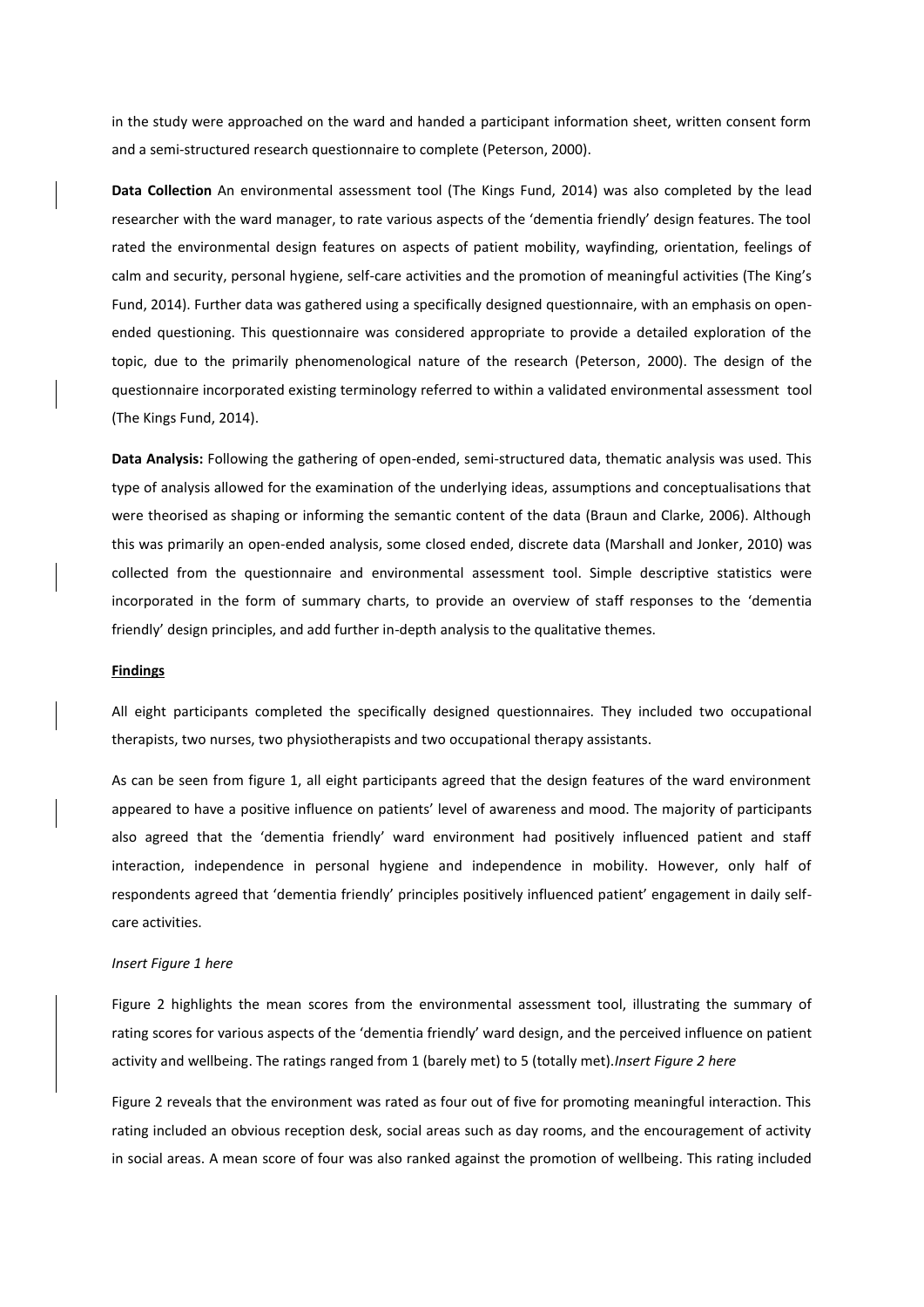in the study were approached on the ward and handed a participant information sheet, written consent form and a semi-structured research questionnaire to complete (Peterson, 2000).

**Data Collection** An environmental assessment tool (The Kings Fund, 2014) was also completed by the lead researcher with the ward manager, to rate various aspects of the 'dementia friendly' design features. The tool rated the environmental design features on aspects of patient mobility, wayfinding, orientation, feelings of calm and security, personal hygiene, self-care activities and the promotion of meaningful activities (The King's Fund, 2014). Further data was gathered using a specifically designed questionnaire, with an emphasis on open-ended questioning. This questionnaire was considered appropriate to provide a detailed exploration of the topic, due to the primarily phenomenological nature of the research (Peterson, 2000). The design of the questionnaire incorporated existing terminology referred to within a validated environmental assessment tool (The Kings Fund, 2014).

**Data Analysis:** Following the gathering of open-ended, semi-structured data, thematic analysis was used. This type of analysis allowed for the examination of the underlying ideas, assumptions and conceptualisations that were theorised as shaping or informing the semantic content of the data (Braun and Clarke, 2006). Although this was primarily an open-ended analysis, some closed ended, discrete data (Marshall and Jonker, 2010) was collected from the questionnaire and environmental assessment tool. Simple descriptive statistics were incorporated in the form of summary charts, to provide an overview of staff responses to the 'dementia friendly' design principles, and add further in-depth analysis to the qualitative themes.

## Findings

All eight participants completed the specifically designed questionnaires. They included two occupational therapists, two nurses, two physiotherapists and two occupational therapy assistants.

As can be seen from figure 1, all eight participants agreed that the design features of the ward environment appeared to have a positive influence on patients' level of awareness and mood. The majority of participants also agreed that the 'dementia friendly' ward environment had positively influenced patient and staff interaction, independence in personal hygiene and independence in mobility. However, only half of respondents agreed that 'dementia friendly' principles positively influenced patient' engagement in daily self-care activities.

*Insert Figure 1 here*

Figure 2 highlights the mean scores from the environmental assessment tool, illustrating the summary of rating scores for various aspects of the 'dementia friendly' ward design, and the perceived influence on patient activity and wellbeing. The ratings ranged from 1 (barely met) to 5 (totally met). *Insert Figure 2 here*

Figure 2 reveals that the environment was rated as four out of five for promoting meaningful interaction. This rating included an obvious reception desk, social areas such as day rooms, and the encouragement of activity in social areas. A mean score of four was also ranked against the promotion of wellbeing. This rating included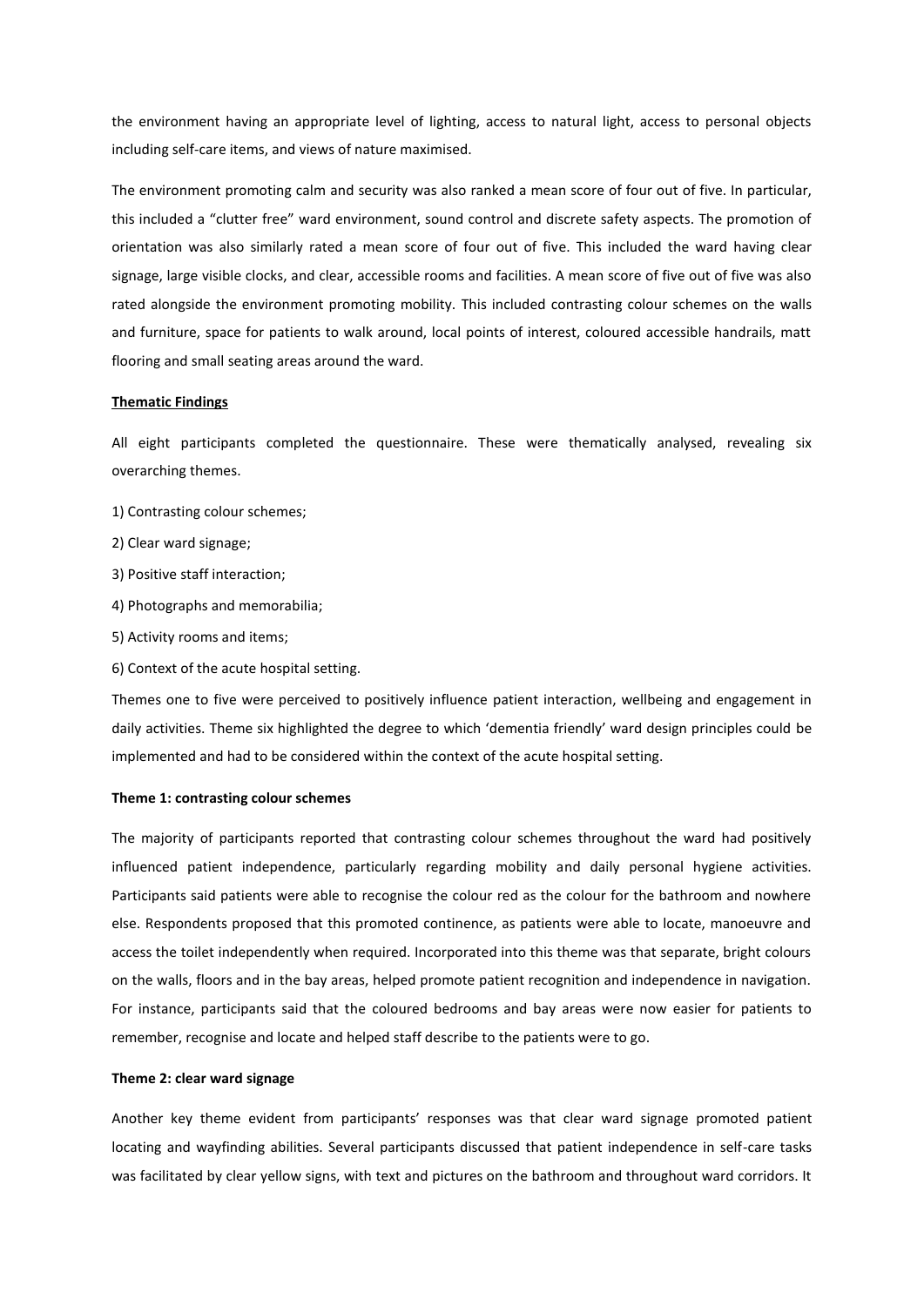the environment having an appropriate level of lighting, access to natural light, access to personal objects including self-care items, and views of nature maximised.

The environment promoting calm and security was also ranked a mean score of four out of five. In particular, this included a "clutter free" ward environment, sound control and discrete safety aspects. The promotion of orientation was also similarly rated a mean score of four out of five. This included the ward having clear signage, large visible clocks, and clear, accessible rooms and facilities. A mean score of five out of five was also rated alongside the environment promoting mobility. This included contrasting colour schemes on the walls and furniture, space for patients to walk around, local points of interest, coloured accessible handrails, matt flooring and small seating areas around the ward.

**Thematic Findings**

All eight participants completed the questionnaire. These were thematically analysed, revealing six overarching themes.

1) Contrasting colour schemes;

2) Clear ward signage;

3) Positive staff interaction;

4) Photographs and memorabilia;

5) Activity rooms and items;

6) Context of the acute hospital setting.

Themes one to five were perceived to positively influence patient interaction, wellbeing and engagement in daily activities. Theme six highlighted the degree to which 'dementia friendly' ward design principles could be implemented and had to be considered within the context of the acute hospital setting.

**Theme 1: contrasting colour schemes**

The majority of participants reported that contrasting colour schemes throughout the ward had positively influenced patient independence, particularly regarding mobility and daily personal hygiene activities. Participants said patients were able to recognise the colour red as the colour for the bathroom and nowhere else. Respondents proposed that this promoted continence, as patients were able to locate, manoeuvre and access the toilet independently when required. Incorporated into this theme was that separate, bright colours on the walls, floors and in the bay areas, helped promote patient recognition and independence in navigation. For instance, participants said that the coloured bedrooms and bay areas were now easier for patients to remember, recognise and locate and helped staff describe to the patients were to go.

**Theme 2: clear ward signage**

Another key theme evident from participants' responses was that clear ward signage promoted patient locating and wayfinding abilities. Several participants discussed that patient independence in self-care tasks was facilitated by clear yellow signs, with text and pictures on the bathroom and throughout ward corridors. It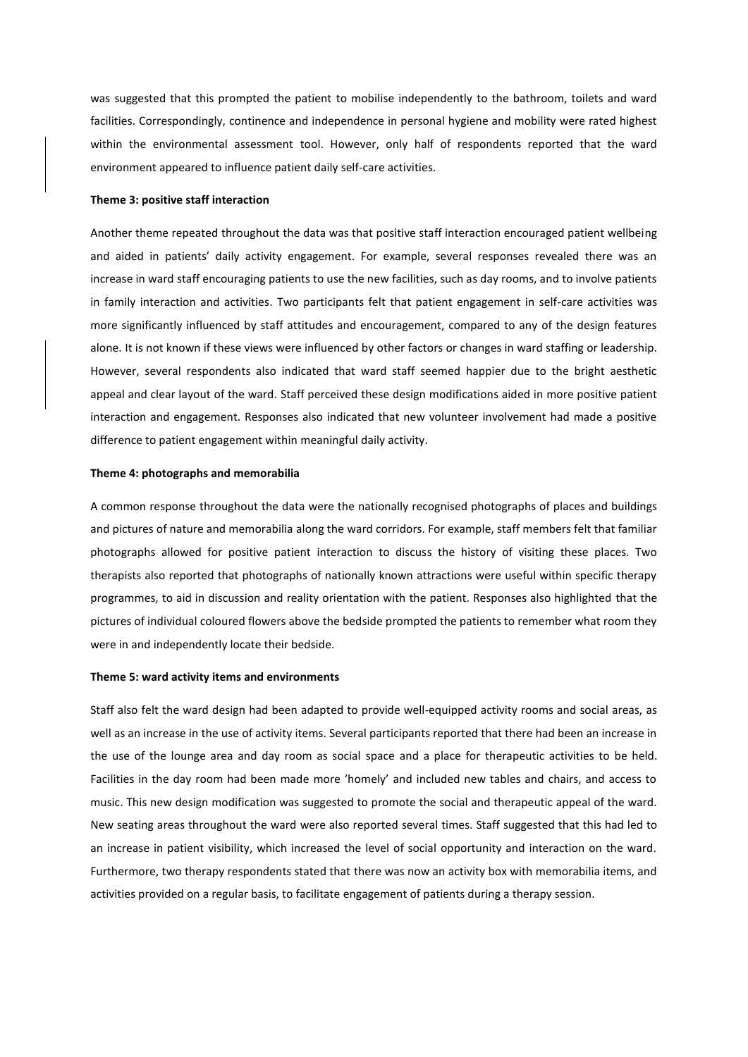was suggested that this prompted the patient to mobilise independently to the bathroom, toilets and ward facilities. Correspondingly, continence and independence in personal hygiene and mobility were rated highest within the environmental assessment tool. However, only half of respondents reported that the ward environment appeared to influence patient daily self-care activities.

**Theme 3: positive staff interaction**

Another theme repeated throughout the data was that positive staff interaction encouraged patient wellbeing and aided in patients' daily activity engagement. For example, several responses revealed there was an increase in ward staff encouraging patients to use the new facilities, such as day rooms, and to involve patients in family interaction and activities. Two participants felt that patient engagement in self-care activities was more significantly influenced by staff attitudes and encouragement, compared to any of the design features alone. It is not known if these views were influenced by other factors or changes in ward staffing or leadership. However, several respondents also indicated that ward staff seemed happier due to the bright aesthetic appeal and clear layout of the ward. Staff perceived these design modifications aided in more positive patient interaction and engagement. Responses also indicated that new volunteer involvement had made a positive difference to patient engagement within meaningful daily activity.

**Theme 4: photographs and memorabilia**

A common response throughout the data were the nationally recognised photographs of places and buildings and pictures of nature and memorabilia along the ward corridors. For example, staff members felt that familiar photographs allowed for positive patient interaction to discuss the history of visiting these places. Two therapists also reported that photographs of nationally known attractions were useful within specific therapy programmes, to aid in discussion and reality orientation with the patient. Responses also highlighted that the pictures of individual coloured flowers above the bedside prompted the patients to remember what room they were in and independently locate their bedside.

**Theme 5: ward activity items and environments**

Staff also felt the ward design had been adapted to provide well-equipped activity rooms and social areas, as well as an increase in the use of activity items. Several participants reported that there had been an increase in the use of the lounge area and day room as social space and a place for therapeutic activities to be held. Facilities in the day room had been made more 'homely' and included new tables and chairs, and access to music. This new design modification was suggested to promote the social and therapeutic appeal of the ward. New seating areas throughout the ward were also reported several times. Staff suggested that this had led to an increase in patient visibility, which increased the level of social opportunity and interaction on the ward. Furthermore, two therapy respondents stated that there was now an activity box with memorabilia items, and activities provided on a regular basis, to facilitate engagement of patients during a therapy session.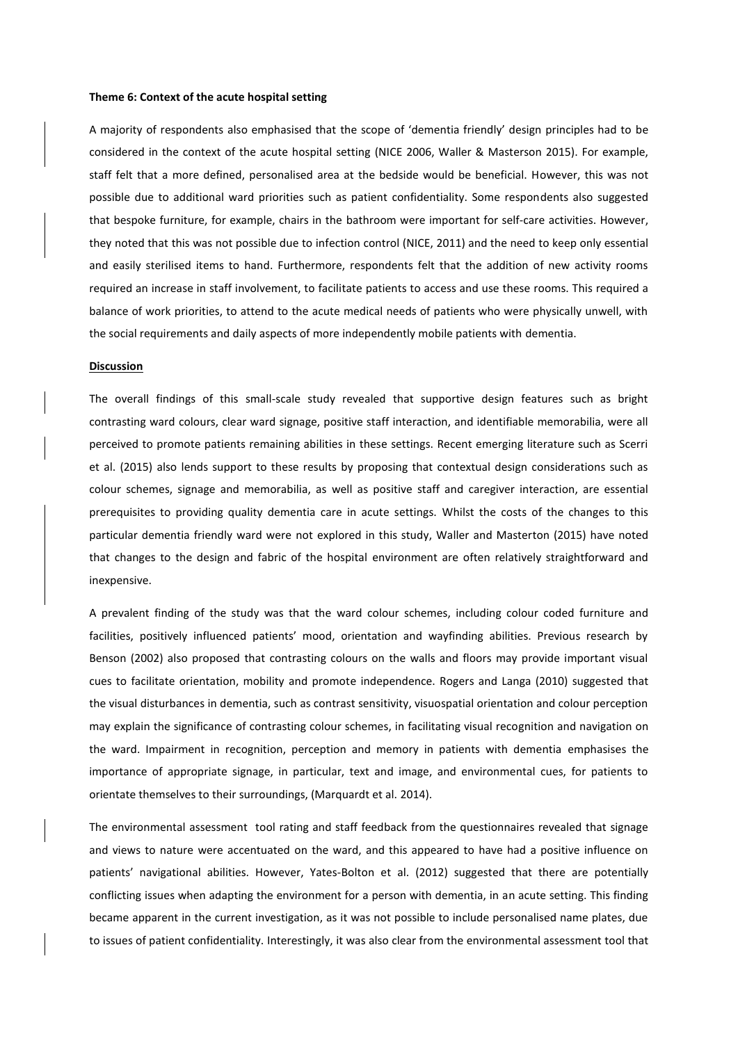**Theme 6: Context of the acute hospital setting**

A majority of respondents also emphasised that the scope of 'dementia friendly' design principles had to be considered in the context of the acute hospital setting (NICE 2006, Waller & Masterson 2015). For example, staff felt that a more defined, personalised area at the bedside would be beneficial. However, this was not possible due to additional ward priorities such as patient confidentiality. Some respondents also suggested that bespoke furniture, for example, chairs in the bathroom were important for self-care activities. However, they noted that this was not possible due to infection control (NICE, 2011) and the need to keep only essential and easily sterilised items to hand. Furthermore, respondents felt that the addition of new activity rooms required an increase in staff involvement, to facilitate patients to access and use these rooms. This required a balance of work priorities, to attend to the acute medical needs of patients who were physically unwell, with the social requirements and daily aspects of more independently mobile patients with dementia.

## Discussion

The overall findings of this small-scale study revealed that supportive design features such as bright contrasting ward colours, clear ward signage, positive staff interaction, and identifiable memorabilia, were all perceived to promote patients remaining abilities in these settings. Recent emerging literature such as Scerri et al. (2015) also lends support to these results by proposing that contextual design considerations such as colour schemes, signage and memorabilia, as well as positive staff and caregiver interaction, are essential prerequisites to providing quality dementia care in acute settings. Whilst the costs of the changes to this particular dementia friendly ward were not explored in this study, Waller and Masterton (2015) have noted that changes to the design and fabric of the hospital environment are often relatively straightforward and inexpensive.

A prevalent finding of the study was that the ward colour schemes, including colour coded furniture and facilities, positively influenced patients' mood, orientation and wayfinding abilities. Previous research by Benson (2002) also proposed that contrasting colours on the walls and floors may provide important visual cues to facilitate orientation, mobility and promote independence. Rogers and Langa (2010) suggested that the visual disturbances in dementia, such as contrast sensitivity, visuospatial orientation and colour perception may explain the significance of contrasting colour schemes, in facilitating visual recognition and navigation on the ward. Impairment in recognition, perception and memory in patients with dementia emphasises the importance of appropriate signage, in particular, text and image, and environmental cues, for patients to orientate themselves to their surroundings, (Marquardt et al. 2014).

The environmental assessment tool rating and staff feedback from the questionnaires revealed that signage and views to nature were accentuated on the ward, and this appeared to have had a positive influence on patients' navigational abilities. However, Yates-Bolton et al. (2012) suggested that there are potentially conflicting issues when adapting the environment for a person with dementia, in an acute setting. This finding became apparent in the current investigation, as it was not possible to include personalised name plates, due to issues of patient confidentiality. Interestingly, it was also clear from the environmental assessment tool that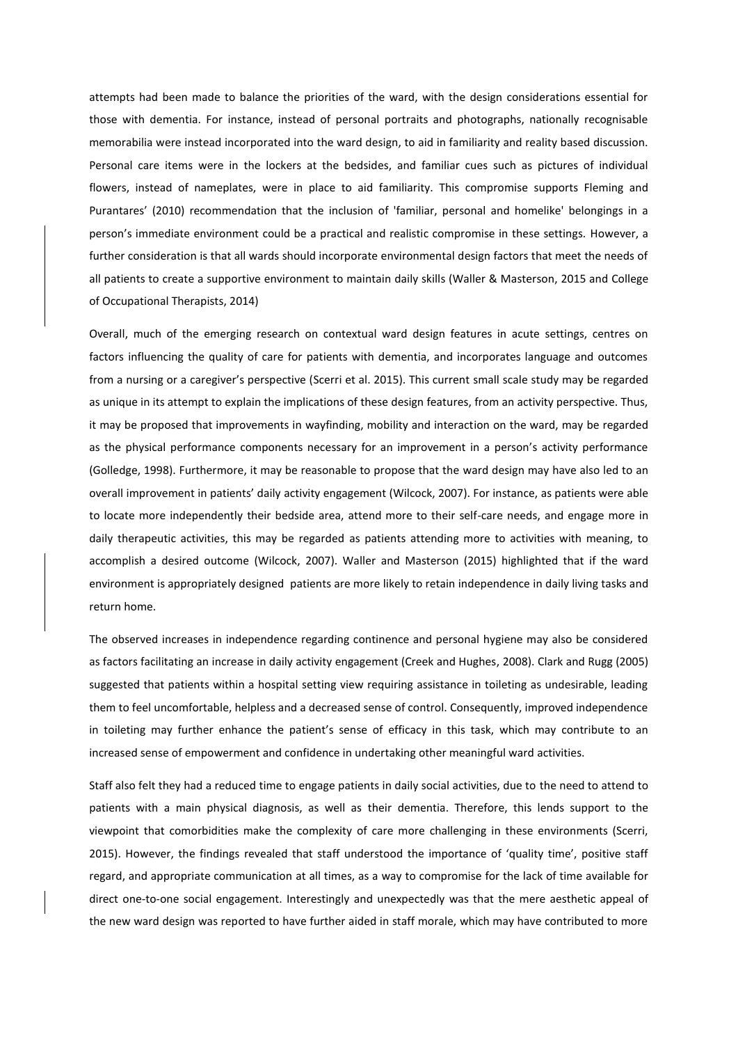attempts had been made to balance the priorities of the ward, with the design considerations essential for those with dementia. For instance, instead of personal portraits and photographs, nationally recognisable memorabilia were instead incorporated into the ward design, to aid in familiarity and reality based discussion. Personal care items were in the lockers at the bedsides, and familiar cues such as pictures of individual flowers, instead of nameplates, were in place to aid familiarity. This compromise supports Fleming and Purantares' (2010) recommendation that the inclusion of 'familiar, personal and homelike' belongings in a person's immediate environment could be a practical and realistic compromise in these settings. However, a further consideration is that all wards should incorporate environmental design factors that meet the needs of all patients to create a supportive environment to maintain daily skills (Waller & Masterson, 2015 and College of Occupational Therapists, 2014)

Overall, much of the emerging research on contextual ward design features in acute settings, centres on factors influencing the quality of care for patients with dementia, and incorporates language and outcomes from a nursing or a caregiver's perspective (Scerri et al. 2015). This current small scale study may be regarded as unique in its attempt to explain the implications of these design features, from an activity perspective. Thus, it may be proposed that improvements in wayfinding, mobility and interaction on the ward, may be regarded as the physical performance components necessary for an improvement in a person's activity performance (Golledge, 1998). Furthermore, it may be reasonable to propose that the ward design may have also led to an overall improvement in patients' daily activity engagement (Wilcock, 2007). For instance, as patients were able to locate more independently their bedside area, attend more to their self-care needs, and engage more in daily therapeutic activities, this may be regarded as patients attending more to activities with meaning, to accomplish a desired outcome (Wilcock, 2007). Waller and Masterson (2015) highlighted that if the ward environment is appropriately designed patients are more likely to retain independence in daily living tasks and return home.

The observed increases in independence regarding continence and personal hygiene may also be considered as factors facilitating an increase in daily activity engagement (Creek and Hughes, 2008). Clark and Rugg (2005) suggested that patients within a hospital setting view requiring assistance in toileting as undesirable, leading them to feel uncomfortable, helpless and a decreased sense of control. Consequently, improved independence in toileting may further enhance the patient's sense of efficacy in this task, which may contribute to an increased sense of empowerment and confidence in undertaking other meaningful ward activities.

Staff also felt they had a reduced time to engage patients in daily social activities, due to the need to attend to patients with a main physical diagnosis, as well as their dementia. Therefore, this lends support to the viewpoint that comorbidities make the complexity of care more challenging in these environments (Scerri, 2015). However, the findings revealed that staff understood the importance of 'quality time', positive staff regard, and appropriate communication at all times, as a way to compromise for the lack of time available for direct one-to-one social engagement. Interestingly and unexpectedly was that the mere aesthetic appeal of the new ward design was reported to have further aided in staff morale, which may have contributed to more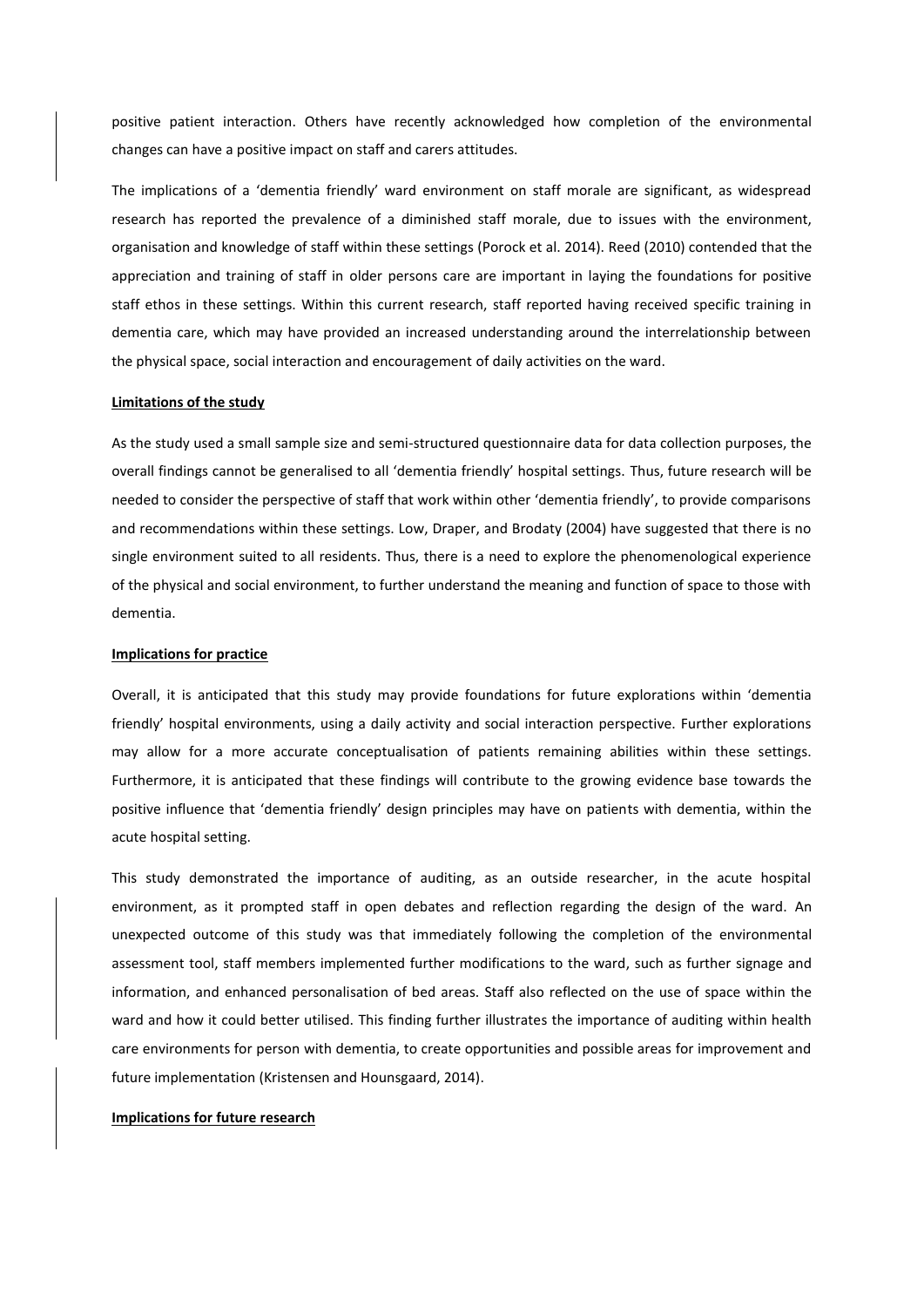positive patient interaction. Others have recently acknowledged how completion of the environmental changes can have a positive impact on staff and carers attitudes.

The implications of a 'dementia friendly' ward environment on staff morale are significant, as widespread research has reported the prevalence of a diminished staff morale, due to issues with the environment, organisation and knowledge of staff within these settings (Porock et al. 2014). Reed (2010) contended that the appreciation and training of staff in older persons care are important in laying the foundations for positive staff ethos in these settings. Within this current research, staff reported having received specific training in dementia care, which may have provided an increased understanding around the interrelationship between the physical space, social interaction and encouragement of daily activities on the ward.

**Limitations of the study**

As the study used a small sample size and semi-structured questionnaire data for data collection purposes, the overall findings cannot be generalised to all 'dementia friendly' hospital settings. Thus, future research will be needed to consider the perspective of staff that work within other 'dementia friendly', to provide comparisons and recommendations within these settings. Low, Draper, and Brodaty (2004) have suggested that there is no single environment suited to all residents. Thus, there is a need to explore the phenomenological experience of the physical and social environment, to further understand the meaning and function of space to those with dementia.

**Implications for practice**

Overall, it is anticipated that this study may provide foundations for future explorations within 'dementia friendly' hospital environments, using a daily activity and social interaction perspective. Further explorations may allow for a more accurate conceptualisation of patients remaining abilities within these settings. Furthermore, it is anticipated that these findings will contribute to the growing evidence base towards the positive influence that 'dementia friendly' design principles may have on patients with dementia, within the acute hospital setting.

This study demonstrated the importance of auditing, as an outside researcher, in the acute hospital environment, as it prompted staff in open debates and reflection regarding the design of the ward. An unexpected outcome of this study was that immediately following the completion of the environmental assessment tool, staff members implemented further modifications to the ward, such as further signage and information, and enhanced personalisation of bed areas. Staff also reflected on the use of space within the ward and how it could better utilised. This finding further illustrates the importance of auditing within health care environments for person with dementia, to create opportunities and possible areas for improvement and future implementation (Kristensen and Hounsgaard, 2014).

**Implications for future research**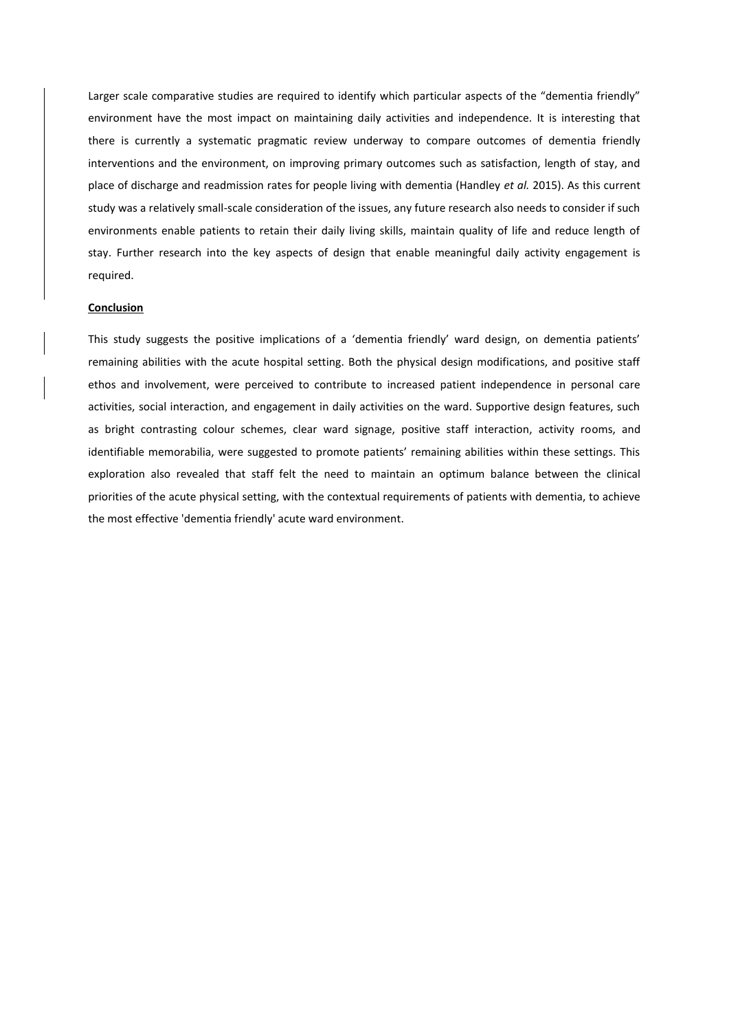Larger scale comparative studies are required to identify which particular aspects of the "dementia friendly" environment have the most impact on maintaining daily activities and independence. It is interesting that there is currently a systematic pragmatic review underway to compare outcomes of dementia friendly interventions and the environment, on improving primary outcomes such as satisfaction, length of stay, and place of discharge and readmission rates for people living with dementia (Handley *et al.* 2015). As this current study was a relatively small-scale consideration of the issues, any future research also needs to consider if such environments enable patients to retain their daily living skills, maintain quality of life and reduce length of stay. Further research into the key aspects of design that enable meaningful daily activity engagement is required.

**Conclusion**

This study suggests the positive implications of a 'dementia friendly' ward design, on dementia patients' remaining abilities with the acute hospital setting. Both the physical design modifications, and positive staff ethos and involvement, were perceived to contribute to increased patient independence in personal care activities, social interaction, and engagement in daily activities on the ward. Supportive design features, such as bright contrasting colour schemes, clear ward signage, positive staff interaction, activity rooms, and identifiable memorabilia, were suggested to promote patients' remaining abilities within these settings. This exploration also revealed that staff felt the need to maintain an optimum balance between the clinical priorities of the acute physical setting, with the contextual requirements of patients with dementia, to achieve the most effective 'dementia friendly' acute ward environment.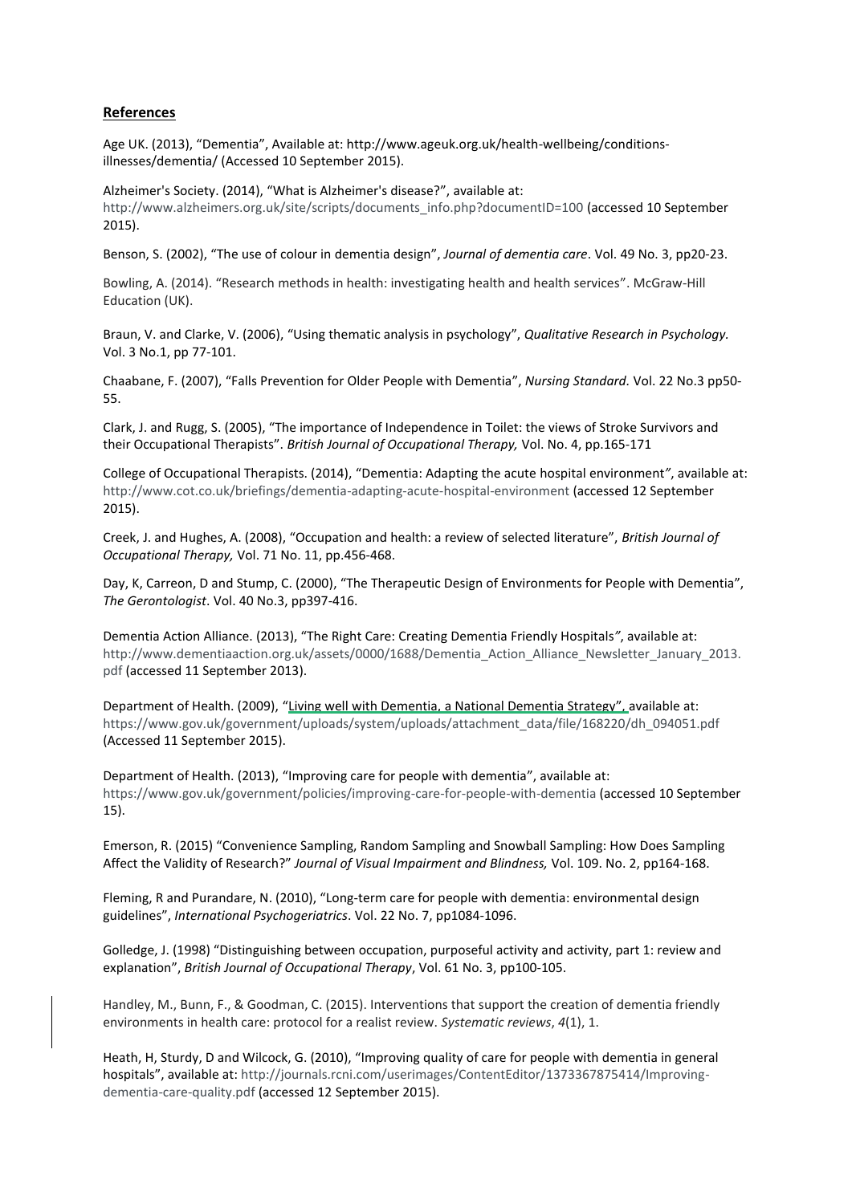## References

Age UK. (2013), "Dementia", Available at: http://www.ageuk.org.uk/health-wellbeing/conditions-illnesses/dementia/ (Accessed 10 September 2015).

Alzheimer's Society. (2014), "What is Alzheimer's disease?", available at: http://www.alzheimers.org.uk/site/scripts/documents_info.php?documentID=100 (accessed 10 September 2015).

Benson, S. (2002), "The use of colour in dementia design", *Journal of dementia care*. Vol. 49 No. 3, pp20-23.

Bowling, A. (2014). "Research methods in health: investigating health and health services". McGraw-Hill Education (UK).

Braun, V. and Clarke, V. (2006), "Using thematic analysis in psychology", *Qualitative Research in Psychology.* Vol. 3 No.1, pp 77-101.

Chaabane, F. (2007), "Falls Prevention for Older People with Dementia", *Nursing Standard.* Vol. 22 No.3 pp50-55.

Clark, J. and Rugg, S. (2005), "The importance of Independence in Toilet: the views of Stroke Survivors and their Occupational Therapists". *British Journal of Occupational Therapy,* Vol. No. 4, pp.165-171

College of Occupational Therapists. (2014), "Dementia: Adapting the acute hospital environment", available at: http://www.cot.co.uk/briefings/dementia-adapting-acute-hospital-environment (accessed 12 September 2015).

Creek, J. and Hughes, A. (2008), "Occupation and health: a review of selected literature", *British Journal of Occupational Therapy,* Vol. 71 No. 11, pp.456-468.

Day, K, Carreon, D and Stump, C. (2000), "The Therapeutic Design of Environments for People with Dementia", *The Gerontologist*. Vol. 40 No.3, pp397-416.

Dementia Action Alliance. (2013), "The Right Care: Creating Dementia Friendly Hospitals", available at: http://www.dementiaaction.org.uk/assets/0000/1688/Dementia_Action_Alliance_Newsletter_January_2013.pdf (accessed 11 September 2013).

Department of Health. (2009), "Living well with Dementia, a National Dementia Strategy", available at: https://www.gov.uk/government/uploads/system/uploads/attachment_data/file/168220/dh_094051.pdf (Accessed 11 September 2015).

Department of Health. (2013), "Improving care for people with dementia", available at: https://www.gov.uk/government/policies/improving-care-for-people-with-dementia (accessed 10 September 15).

Emerson, R. (2015) "Convenience Sampling, Random Sampling and Snowball Sampling: How Does Sampling Affect the Validity of Research?" *Journal of Visual Impairment and Blindness,* Vol. 109. No. 2, pp164-168.

Fleming, R and Purandare, N. (2010), "Long-term care for people with dementia: environmental design guidelines", *International Psychogeriatrics*. Vol. 22 No. 7, pp1084-1096.

Golledge, J. (1998) "Distinguishing between occupation, purposeful activity and activity, part 1: review and explanation", *British Journal of Occupational Therapy*, Vol. 61 No. 3, pp100-105.

Handley, M., Bunn, F., & Goodman, C. (2015). Interventions that support the creation of dementia friendly environments in health care: protocol for a realist review. *Systematic reviews*, *4*(1), 1.

Heath, H, Sturdy, D and Wilcock, G. (2010), "Improving quality of care for people with dementia in general hospitals", available at: http://journals.rcni.com/userimages/ContentEditor/1373367875414/Improving-dementia-care-quality.pdf (accessed 12 September 2015).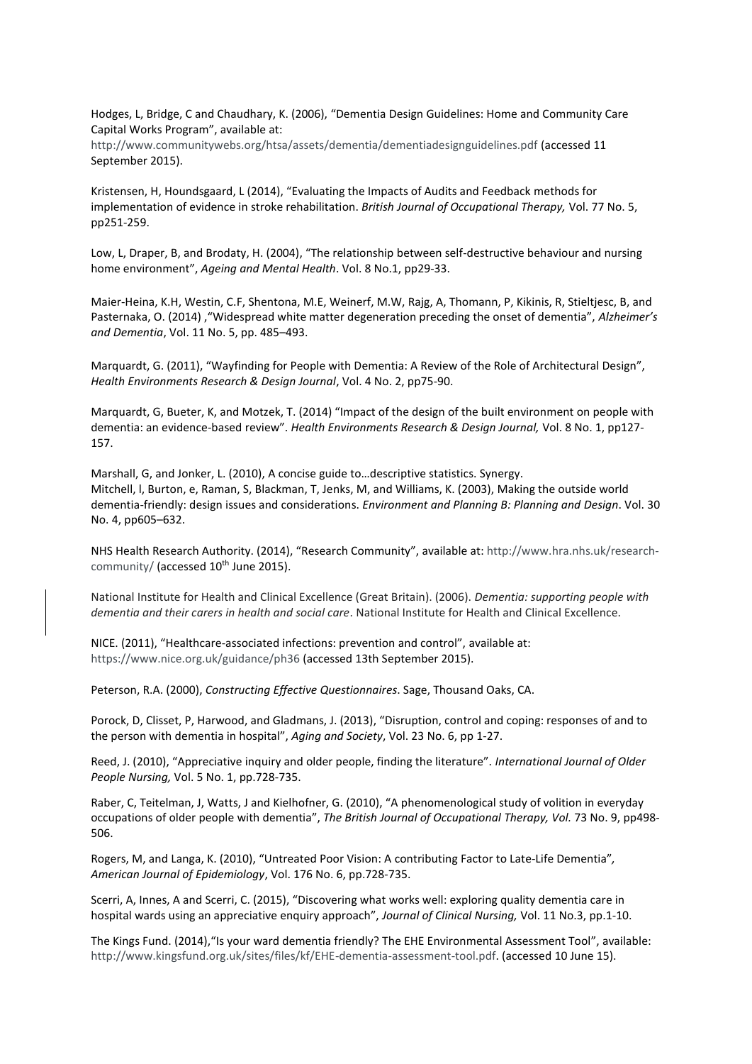Hodges, L, Bridge, C and Chaudhary, K. (2006), "Dementia Design Guidelines: Home and Community Care Capital Works Program", available at: http://www.communitywebs.org/htsa/assets/dementia/dementiadesignguidelines.pdf (accessed 11 September 2015).

Kristensen, H, Houndsgaard, L (2014), "Evaluating the Impacts of Audits and Feedback methods for implementation of evidence in stroke rehabilitation. *British Journal of Occupational Therapy,* Vol. 77 No. 5, pp251-259.

Low, L, Draper, B, and Brodaty, H. (2004), "The relationship between self-destructive behaviour and nursing home environment", *Ageing and Mental Health*. Vol. 8 No.1, pp29-33.

Maier-Heina, K.H, Westin, C.F, Shentona, M.E, Weinerf, M.W, Rajg, A, Thomann, P, Kikinis, R, Stieltjesc, B, and Pasternaka, O. (2014) ,"Widespread white matter degeneration preceding the onset of dementia", *Alzheimer's and Dementia*, Vol. 11 No. 5, pp. 485–493.

Marquardt, G. (2011), "Wayfinding for People with Dementia: A Review of the Role of Architectural Design", *Health Environments Research & Design Journal*, Vol. 4 No. 2, pp75-90.

Marquardt, G, Bueter, K, and Motzek, T. (2014) "Impact of the design of the built environment on people with dementia: an evidence-based review". *Health Environments Research & Design Journal,* Vol. 8 No. 1, pp127-157.

Marshall, G, and Jonker, L. (2010), A concise guide to…descriptive statistics. Synergy.
Mitchell, l, Burton, e, Raman, S, Blackman, T, Jenks, M, and Williams, K. (2003), Making the outside world dementia-friendly: design issues and considerations. *Environment and Planning B: Planning and Design*. Vol. 30 No. 4, pp605–632.

NHS Health Research Authority. (2014), "Research Community", available at: http://www.hra.nhs.uk/research-community/ (accessed 10th June 2015).

National Institute for Health and Clinical Excellence (Great Britain). (2006). *Dementia: supporting people with dementia and their carers in health and social care*. National Institute for Health and Clinical Excellence.

NICE. (2011), "Healthcare-associated infections: prevention and control", available at: https://www.nice.org.uk/guidance/ph36 (accessed 13th September 2015).

Peterson, R.A. (2000), *Constructing Effective Questionnaires*. Sage, Thousand Oaks, CA.

Porock, D, Clisset, P, Harwood, and Gladmans, J. (2013), "Disruption, control and coping: responses of and to the person with dementia in hospital", *Aging and Society*, Vol. 23 No. 6, pp 1-27.

Reed, J. (2010), "Appreciative inquiry and older people, finding the literature". *International Journal of Older People Nursing,* Vol. 5 No. 1, pp.728-735.

Raber, C, Teitelman, J, Watts, J and Kielhofner, G. (2010), "A phenomenological study of volition in everyday occupations of older people with dementia", *The British Journal of Occupational Therapy, Vol.* 73 No. 9, pp498-506.

Rogers, M, and Langa, K. (2010), "Untreated Poor Vision: A contributing Factor to Late-Life Dementia", *American Journal of Epidemiology*, Vol. 176 No. 6, pp.728-735.

Scerri, A, Innes, A and Scerri, C. (2015), "Discovering what works well: exploring quality dementia care in hospital wards using an appreciative enquiry approach", *Journal of Clinical Nursing,* Vol. 11 No.3, pp.1-10.

The Kings Fund. (2014),"Is your ward dementia friendly? The EHE Environmental Assessment Tool", available: http://www.kingsfund.org.uk/sites/files/kf/EHE-dementia-assessment-tool.pdf. (accessed 10 June 15).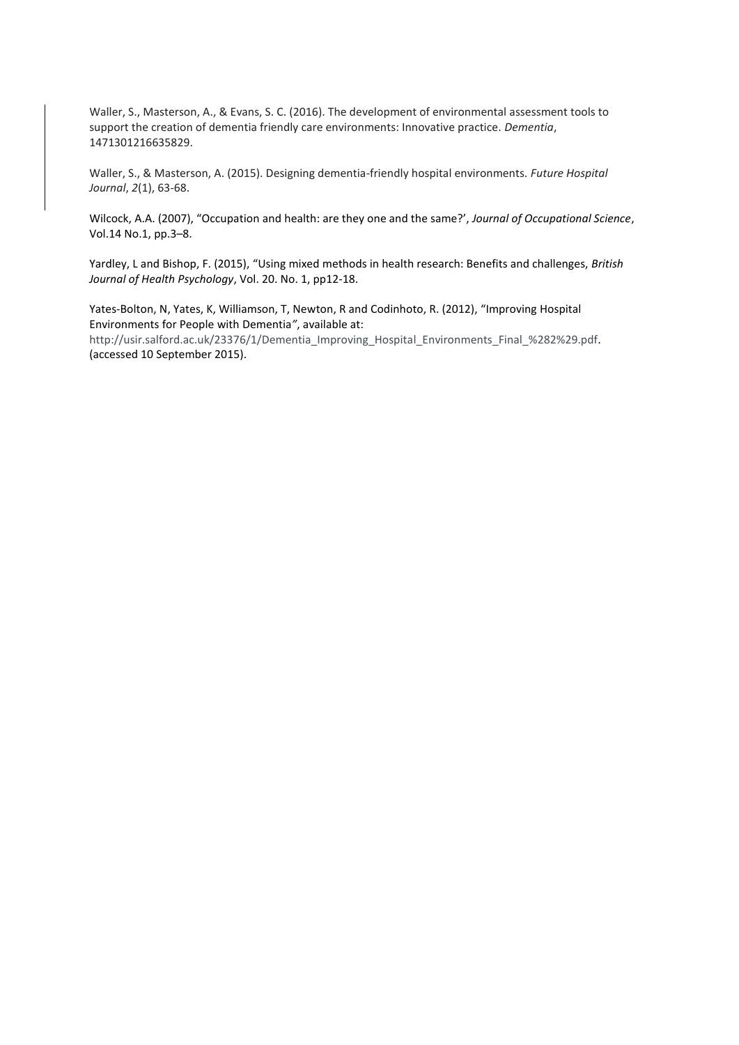Waller, S., Masterson, A., & Evans, S. C. (2016). The development of environmental assessment tools to support the creation of dementia friendly care environments: Innovative practice. *Dementia*, 1471301216635829.

Waller, S., & Masterson, A. (2015). Designing dementia-friendly hospital environments. *Future Hospital Journal*, *2*(1), 63-68.

Wilcock, A.A. (2007), "Occupation and health: are they one and the same?', *Journal of Occupational Science*, Vol.14 No.1, pp.3–8.

Yardley, L and Bishop, F. (2015), "Using mixed methods in health research: Benefits and challenges, *British Journal of Health Psychology*, Vol. 20. No. 1, pp12-18.

Yates-Bolton, N, Yates, K, Williamson, T, Newton, R and Codinhoto, R. (2012), "Improving Hospital Environments for People with Dementia", available at: http://usir.salford.ac.uk/23376/1/Dementia_Improving_Hospital_Environments_Final_%282%29.pdf. (accessed 10 September 2015).